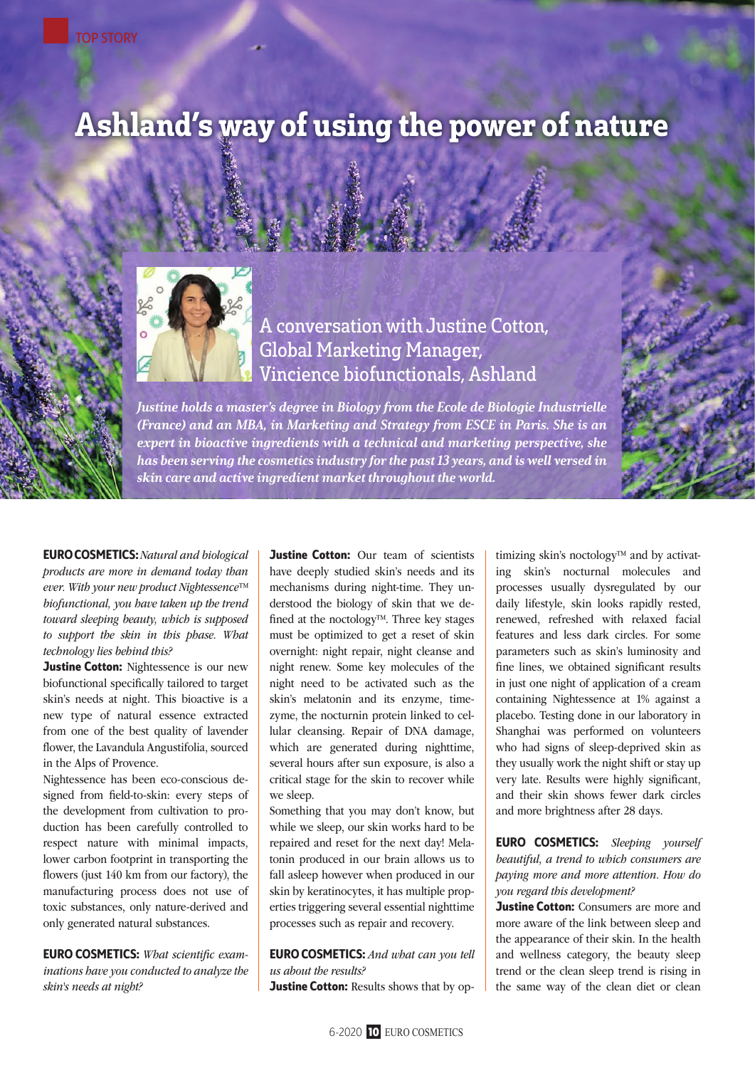TOP STORY

# Ashland's way of using the power of nature

## A conversation with Justine Cotton, Global Marketing Manager, Vincience biofunctionals, Ashland

***Justine holds a master's degree in Biology from the Ecole de Biologie Industrielle (France) and an MBA, in Marketing and Strategy from ESCE in Paris. She is an expert in bioactive ingredients with a technical and marketing perspective, she has been serving the cosmetics industry for the past 13 years, and is well versed in skin care and active ingredient market throughout the world.***

**EURO COSMETICS:** *Natural and biological products are more in demand today than ever. With your new product Nightessence™ biofunctional, you have taken up the trend toward sleeping beauty, which is supposed to support the skin in this phase. What technology lies behind this?*

**Justine Cotton:** Nightessence is our new biofunctional specifically tailored to target skin's needs at night. This bioactive is a new type of natural essence extracted from one of the best quality of lavender flower, the Lavandula Angustifolia, sourced in the Alps of Provence.

Nightessence has been eco-conscious designed from field-to-skin: every steps of the development from cultivation to production has been carefully controlled to respect nature with minimal impacts, lower carbon footprint in transporting the flowers (just 140 km from our factory), the manufacturing process does not use of toxic substances, only nature-derived and only generated natural substances.

**EURO COSMETICS:** *What scientific examinations have you conducted to analyze the skin's needs at night?*

**Justine Cotton:** Our team of scientists have deeply studied skin's needs and its mechanisms during night-time. They understood the biology of skin that we defined at the noctology™. Three key stages must be optimized to get a reset of skin overnight: night repair, night cleanse and night renew. Some key molecules of the night need to be activated such as the skin's melatonin and its enzyme, timezyme, the nocturnin protein linked to cellular cleansing. Repair of DNA damage, which are generated during nighttime, several hours after sun exposure, is also a critical stage for the skin to recover while we sleep.

Something that you may don't know, but while we sleep, our skin works hard to be repaired and reset for the next day! Melatonin produced in our brain allows us to fall asleep however when produced in our skin by keratinocytes, it has multiple properties triggering several essential nighttime processes such as repair and recovery.

**EURO COSMETICS:** *And what can you tell us about the results?*

**Justine Cotton:** Results shows that by optimizing skin's noctology™ and by activating skin's nocturnal molecules and processes usually dysregulated by our daily lifestyle, skin looks rapidly rested, renewed, refreshed with relaxed facial features and less dark circles. For some parameters such as skin's luminosity and fine lines, we obtained significant results in just one night of application of a cream containing Nightessence at 1% against a placebo. Testing done in our laboratory in Shanghai was performed on volunteers who had signs of sleep-deprived skin as they usually work the night shift or stay up very late. Results were highly significant, and their skin shows fewer dark circles and more brightness after 28 days.

**EURO COSMETICS:** *Sleeping yourself beautiful, a trend to which consumers are paying more and more attention. How do you regard this development?*

**Justine Cotton:** Consumers are more and more aware of the link between sleep and the appearance of their skin. In the health and wellness category, the beauty sleep trend or the clean sleep trend is rising in the same way of the clean diet or clean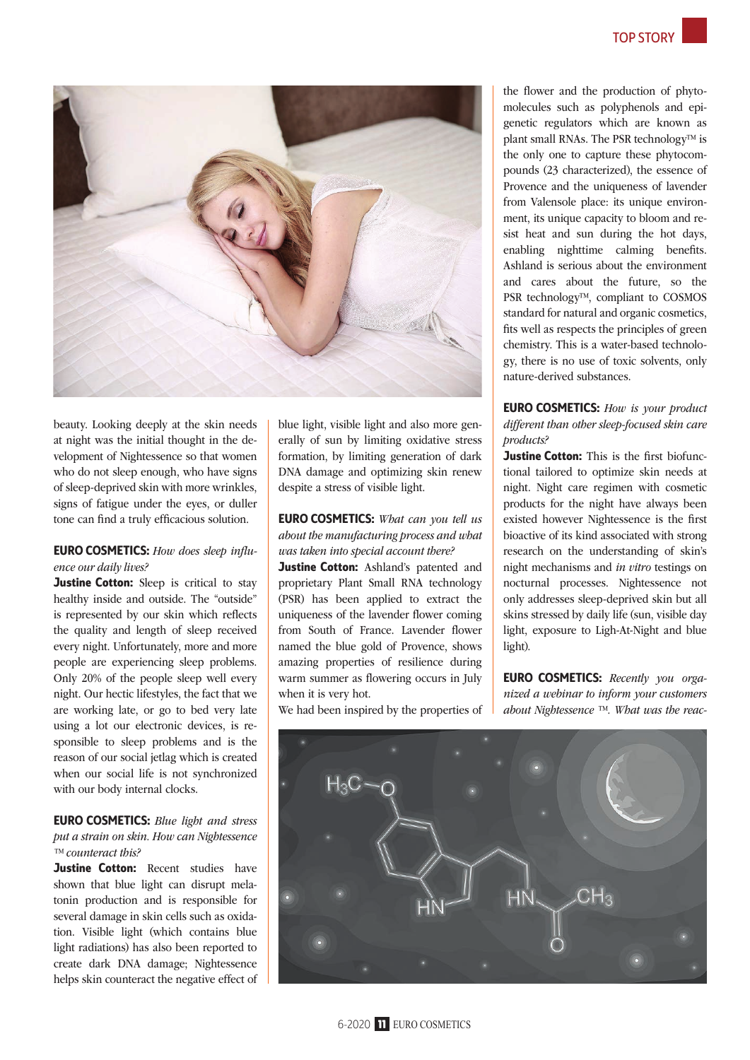beauty. Looking deeply at the skin needs at night was the initial thought in the development of Nightessence so that women who do not sleep enough, who have signs of sleep-deprived skin with more wrinkles, signs of fatigue under the eyes, or duller tone can find a truly efficacious solution.

**EURO COSMETICS:** *How does sleep influence our daily lives?*

**Justine Cotton:** Sleep is critical to stay healthy inside and outside. The "outside" is represented by our skin which reflects the quality and length of sleep received every night. Unfortunately, more and more people are experiencing sleep problems. Only 20% of the people sleep well every night. Our hectic lifestyles, the fact that we are working late, or go to bed very late using a lot our electronic devices, is responsible to sleep problems and is the reason of our social jetlag which is created when our social life is not synchronized with our body internal clocks.

**EURO COSMETICS:** *Blue light and stress put a strain on skin. How can Nightessence ™ counteract this?*

**Justine Cotton:** Recent studies have shown that blue light can disrupt melatonin production and is responsible for several damage in skin cells such as oxidation. Visible light (which contains blue light radiations) has also been reported to create dark DNA damage; Nightessence helps skin counteract the negative effect of blue light, visible light and also more generally of sun by limiting oxidative stress formation, by limiting generation of dark DNA damage and optimizing skin renew despite a stress of visible light.

**EURO COSMETICS:** *What can you tell us about the manufacturing process and what was taken into special account there?*

**Justine Cotton:** Ashland's patented and proprietary Plant Small RNA technology (PSR) has been applied to extract the uniqueness of the lavender flower coming from South of France. Lavender flower named the blue gold of Provence, shows amazing properties of resilience during warm summer as flowering occurs in July when it is very hot.

We had been inspired by the properties of the flower and the production of phytomolecules such as polyphenols and epigenetic regulators which are known as plant small RNAs. The PSR technology™ is the only one to capture these phytocompounds (23 characterized), the essence of Provence and the uniqueness of lavender from Valensole place: its unique environment, its unique capacity to bloom and resist heat and sun during the hot days, enabling nighttime calming benefits. Ashland is serious about the environment and cares about the future, so the PSR technology™, compliant to COSMOS standard for natural and organic cosmetics, fits well as respects the principles of green chemistry. This is a water-based technology, there is no use of toxic solvents, only nature-derived substances.

**EURO COSMETICS:** *How is your product different than other sleep-focused skin care products?*

**Justine Cotton:** This is the first biofunctional tailored to optimize skin needs at night. Night care regimen with cosmetic products for the night have always been existed however Nightessence is the first bioactive of its kind associated with strong research on the understanding of skin's night mechanisms and *in vitro* testings on nocturnal processes. Nightessence not only addresses sleep-deprived skin but all skins stressed by daily life (sun, visible day light, exposure to Ligh-At-Night and blue light).

**EURO COSMETICS:** *Recently you organized a webinar to inform your customers about Nightessence ™. What was the reac-*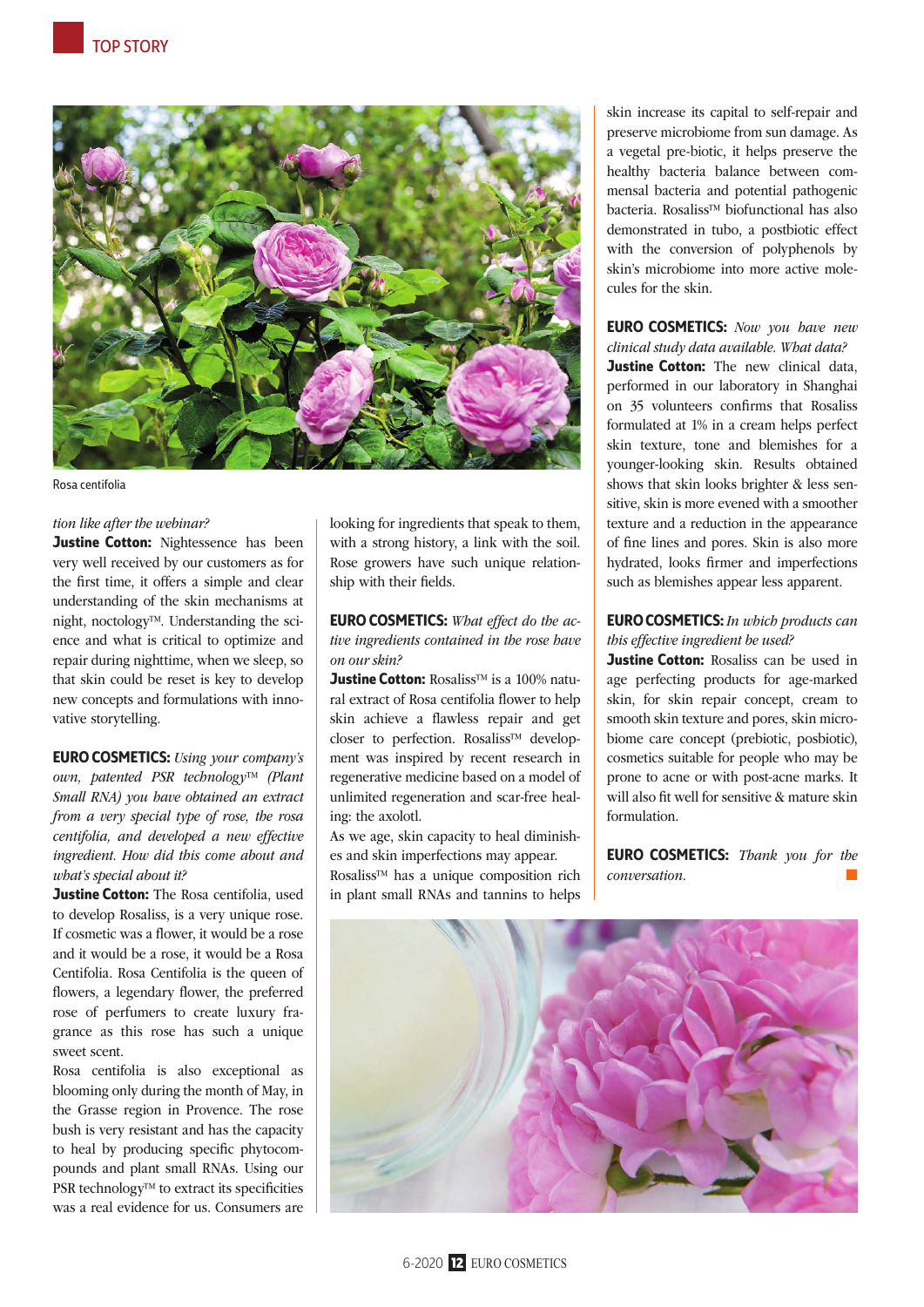Rosa centifolia

*tion like after the webinar?*

**Justine Cotton:** Nightessence has been very well received by our customers as for the first time, it offers a simple and clear understanding of the skin mechanisms at night, noctology™. Understanding the science and what is critical to optimize and repair during nighttime, when we sleep, so that skin could be reset is key to develop new concepts and formulations with innovative storytelling.

**EURO COSMETICS:** *Using your company's own, patented PSR technology™ (Plant Small RNA) you have obtained an extract from a very special type of rose, the rosa centifolia, and developed a new effective ingredient. How did this come about and what's special about it?*

**Justine Cotton:** The Rosa centifolia, used to develop Rosaliss, is a very unique rose. If cosmetic was a flower, it would be a rose and it would be a rose, it would be a Rosa Centifolia. Rosa Centifolia is the queen of flowers, a legendary flower, the preferred rose of perfumers to create luxury fragrance as this rose has such a unique sweet scent.

Rosa centifolia is also exceptional as blooming only during the month of May, in the Grasse region in Provence. The rose bush is very resistant and has the capacity to heal by producing specific phytocompounds and plant small RNAs. Using our PSR technology™ to extract its specificities was a real evidence for us. Consumers are looking for ingredients that speak to them, with a strong history, a link with the soil. Rose growers have such unique relationship with their fields.

**EURO COSMETICS:** *What effect do the active ingredients contained in the rose have on our skin?*

**Justine Cotton:** Rosaliss™ is a 100% natural extract of Rosa centifolia flower to help skin achieve a flawless repair and get closer to perfection. Rosaliss™ development was inspired by recent research in regenerative medicine based on a model of unlimited regeneration and scar-free healing: the axolotl.

As we age, skin capacity to heal diminishes and skin imperfections may appear.

Rosaliss™ has a unique composition rich in plant small RNAs and tannins to helps skin increase its capital to self-repair and preserve microbiome from sun damage. As a vegetal pre-biotic, it helps preserve the healthy bacteria balance between commensal bacteria and potential pathogenic bacteria. Rosaliss™ biofunctional has also demonstrated in tubo, a postbiotic effect with the conversion of polyphenols by skin's microbiome into more active molecules for the skin.

**EURO COSMETICS:** *Now you have new clinical study data available. What data?*

**Justine Cotton:** The new clinical data, performed in our laboratory in Shanghai on 35 volunteers confirms that Rosaliss formulated at 1% in a cream helps perfect skin texture, tone and blemishes for a younger-looking skin. Results obtained shows that skin looks brighter & less sensitive, skin is more evened with a smoother texture and a reduction in the appearance of fine lines and pores. Skin is also more hydrated, looks firmer and imperfections such as blemishes appear less apparent.

**EURO COSMETICS:** *In which products can this effective ingredient be used?*

**Justine Cotton:** Rosaliss can be used in age perfecting products for age-marked skin, for skin repair concept, cream to smooth skin texture and pores, skin microbiome care concept (prebiotic, posbiotic), cosmetics suitable for people who may be prone to acne or with post-acne marks. It will also fit well for sensitive & mature skin formulation.

**EURO COSMETICS:** *Thank you for the conversation.*